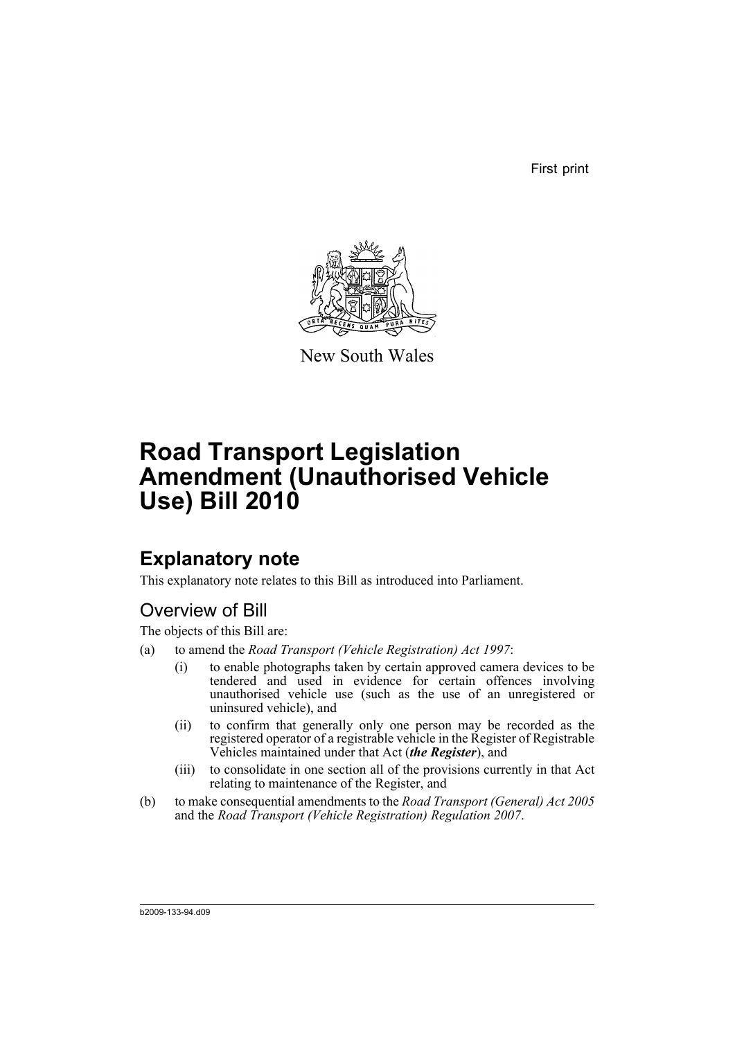First print

New South Wales

# Road Transport Legislation Amendment (Unauthorised Vehicle Use) Bill 2010

## Explanatory note

This explanatory note relates to this Bill as introduced into Parliament.

### Overview of Bill

The objects of this Bill are:

(a) to amend the *Road Transport (Vehicle Registration) Act 1997*:

  (i) to enable photographs taken by certain approved camera devices to be tendered and used in evidence for certain offences involving unauthorised vehicle use (such as the use of an unregistered or uninsured vehicle), and

  (ii) to confirm that generally only one person may be recorded as the registered operator of a registrable vehicle in the Register of Registrable Vehicles maintained under that Act (***the Register***), and

  (iii) to consolidate in one section all of the provisions currently in that Act relating to maintenance of the Register, and

(b) to make consequential amendments to the *Road Transport (General) Act 2005* and the *Road Transport (Vehicle Registration) Regulation 2007*.

b2009-133-94.d09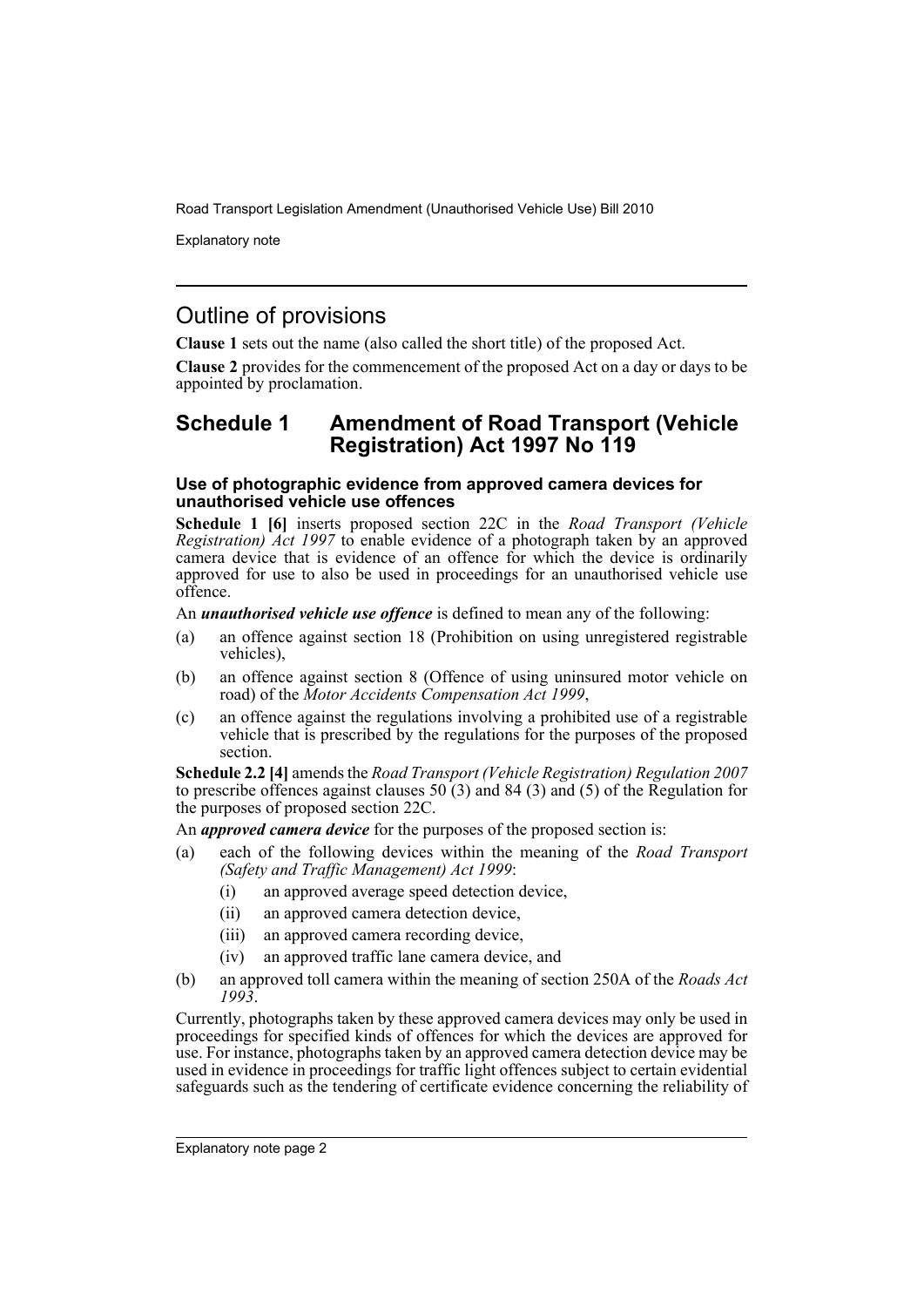## Outline of provisions

**Clause 1** sets out the name (also called the short title) of the proposed Act.

**Clause 2** provides for the commencement of the proposed Act on a day or days to be appointed by proclamation.

## Schedule 1 Amendment of Road Transport (Vehicle Registration) Act 1997 No 119

### Use of photographic evidence from approved camera devices for unauthorised vehicle use offences

**Schedule 1 [6]** inserts proposed section 22C in the *Road Transport (Vehicle Registration) Act 1997* to enable evidence of a photograph taken by an approved camera device that is evidence of an offence for which the device is ordinarily approved for use to also be used in proceedings for an unauthorised vehicle use offence.

An ***unauthorised vehicle use offence*** is defined to mean any of the following:

(a) an offence against section 18 (Prohibition on using unregistered registrable vehicles),

(b) an offence against section 8 (Offence of using uninsured motor vehicle on road) of the *Motor Accidents Compensation Act 1999*,

(c) an offence against the regulations involving a prohibited use of a registrable vehicle that is prescribed by the regulations for the purposes of the proposed section.

**Schedule 2.2 [4]** amends the *Road Transport (Vehicle Registration) Regulation 2007* to prescribe offences against clauses 50 (3) and 84 (3) and (5) of the Regulation for the purposes of proposed section 22C.

An ***approved camera device*** for the purposes of the proposed section is:

(a) each of the following devices within the meaning of the *Road Transport (Safety and Traffic Management) Act 1999*:

   (i) an approved average speed detection device,

   (ii) an approved camera detection device,

   (iii) an approved camera recording device,

   (iv) an approved traffic lane camera device, and

(b) an approved toll camera within the meaning of section 250A of the *Roads Act 1993*.

Currently, photographs taken by these approved camera devices may only be used in proceedings for specified kinds of offences for which the devices are approved for use. For instance, photographs taken by an approved camera detection device may be used in evidence in proceedings for traffic light offences subject to certain evidential safeguards such as the tendering of certificate evidence concerning the reliability of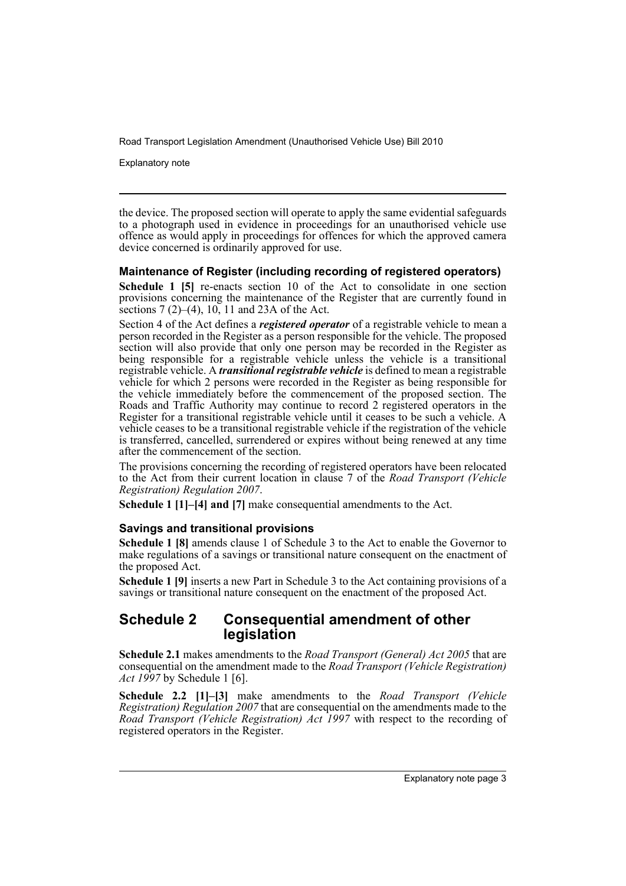the device. The proposed section will operate to apply the same evidential safeguards to a photograph used in evidence in proceedings for an unauthorised vehicle use offence as would apply in proceedings for offences for which the approved camera device concerned is ordinarily approved for use.

### Maintenance of Register (including recording of registered operators)

**Schedule 1 [5]** re-enacts section 10 of the Act to consolidate in one section provisions concerning the maintenance of the Register that are currently found in sections 7 (2)–(4), 10, 11 and 23A of the Act.

Section 4 of the Act defines a ***registered operator*** of a registrable vehicle to mean a person recorded in the Register as a person responsible for the vehicle. The proposed section will also provide that only one person may be recorded in the Register as being responsible for a registrable vehicle unless the vehicle is a transitional registrable vehicle. A ***transitional registrable vehicle*** is defined to mean a registrable vehicle for which 2 persons were recorded in the Register as being responsible for the vehicle immediately before the commencement of the proposed section. The Roads and Traffic Authority may continue to record 2 registered operators in the Register for a transitional registrable vehicle until it ceases to be such a vehicle. A vehicle ceases to be a transitional registrable vehicle if the registration of the vehicle is transferred, cancelled, surrendered or expires without being renewed at any time after the commencement of the section.

The provisions concerning the recording of registered operators have been relocated to the Act from their current location in clause 7 of the *Road Transport (Vehicle Registration) Regulation 2007*.

**Schedule 1 [1]–[4] and [7]** make consequential amendments to the Act.

### Savings and transitional provisions

**Schedule 1 [8]** amends clause 1 of Schedule 3 to the Act to enable the Governor to make regulations of a savings or transitional nature consequent on the enactment of the proposed Act.

**Schedule 1 [9]** inserts a new Part in Schedule 3 to the Act containing provisions of a savings or transitional nature consequent on the enactment of the proposed Act.

## Schedule 2 Consequential amendment of other legislation

**Schedule 2.1** makes amendments to the *Road Transport (General) Act 2005* that are consequential on the amendment made to the *Road Transport (Vehicle Registration) Act 1997* by Schedule 1 [6].

**Schedule 2.2 [1]–[3]** make amendments to the *Road Transport (Vehicle Registration) Regulation 2007* that are consequential on the amendments made to the *Road Transport (Vehicle Registration) Act 1997* with respect to the recording of registered operators in the Register.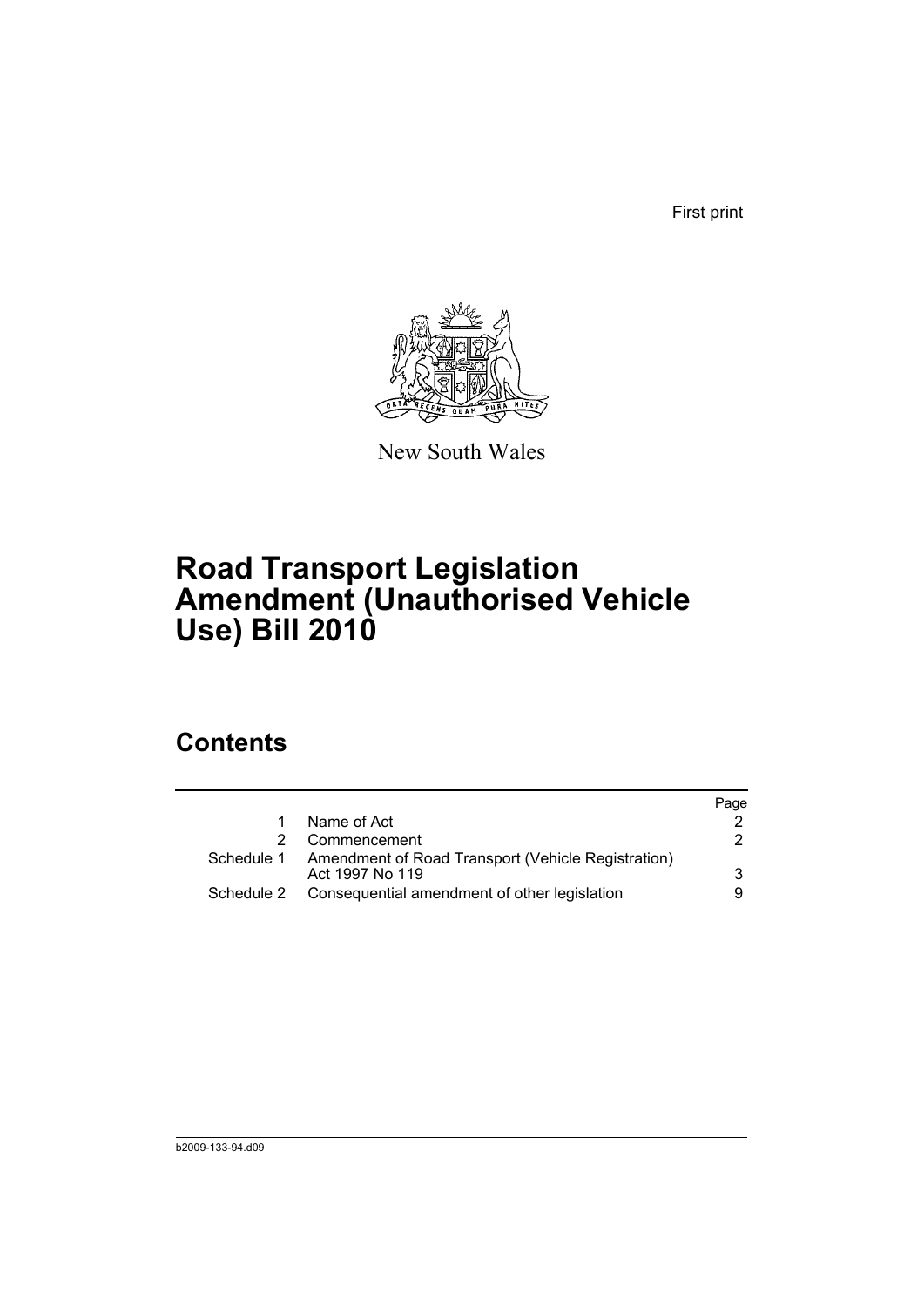First print

New South Wales

# Road Transport Legislation Amendment (Unauthorised Vehicle Use) Bill 2010

## Contents

| | | Page |
|---|---|---|
| 1 | Name of Act | 2 |
| 2 | Commencement | 2 |
| Schedule 1 | Amendment of Road Transport (Vehicle Registration) Act 1997 No 119 | 3 |
| Schedule 2 | Consequential amendment of other legislation | 9 |

b2009-133-94.d09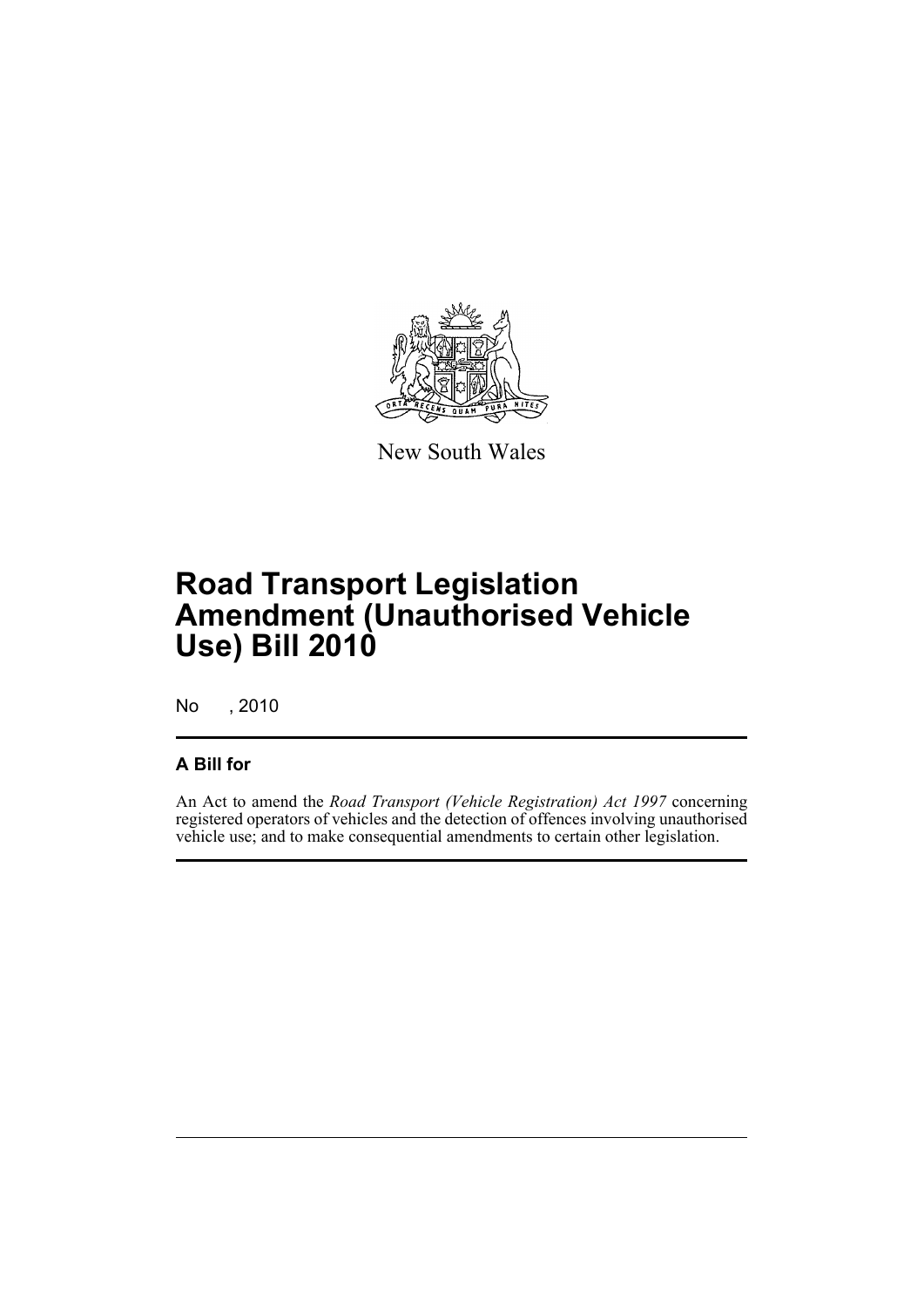New South Wales

# Road Transport Legislation Amendment (Unauthorised Vehicle Use) Bill 2010

No , 2010

## A Bill for

An Act to amend the *Road Transport (Vehicle Registration) Act 1997* concerning registered operators of vehicles and the detection of offences involving unauthorised vehicle use; and to make consequential amendments to certain other legislation.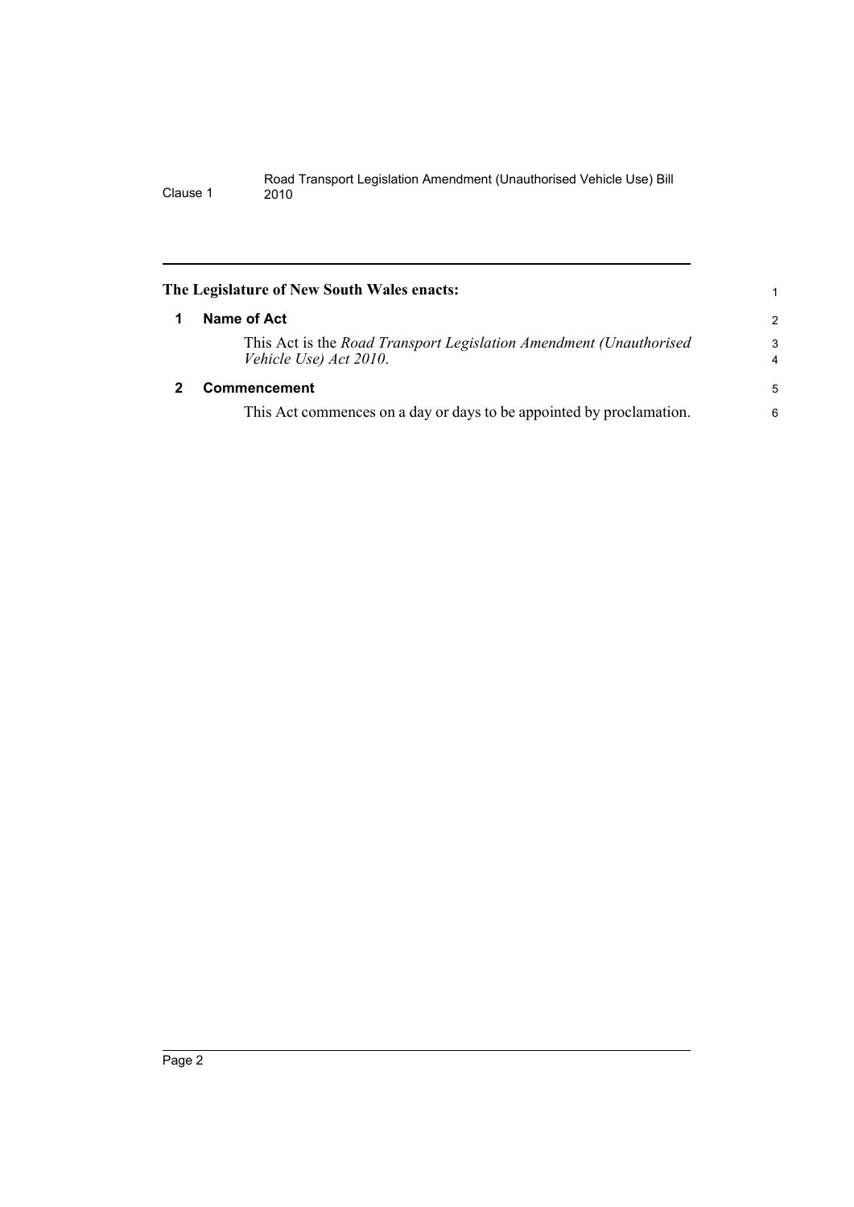**The Legislature of New South Wales enacts:**

## 1 Name of Act

This Act is the *Road Transport Legislation Amendment (Unauthorised Vehicle Use) Act 2010*.

## 2 Commencement

This Act commences on a day or days to be appointed by proclamation.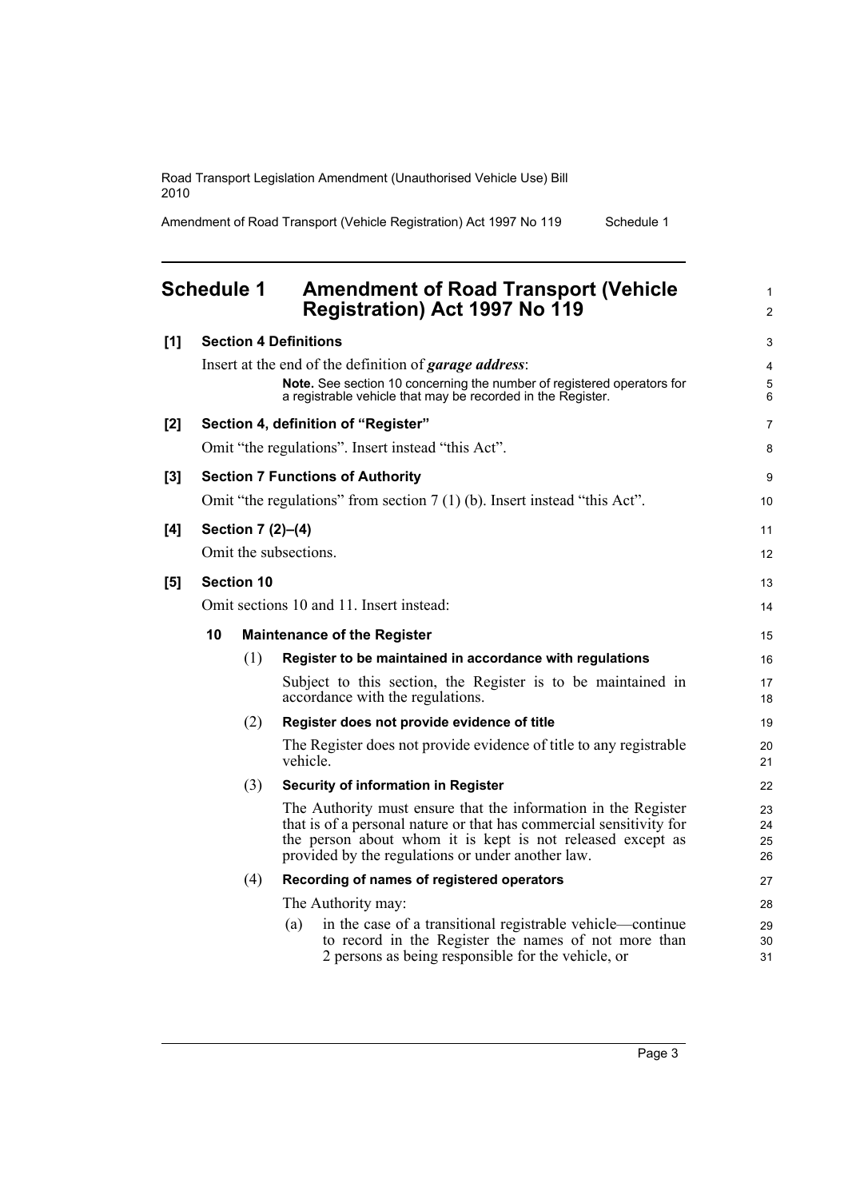## Schedule 1 Amendment of Road Transport (Vehicle Registration) Act 1997 No 119

**[1] Section 4 Definitions**

Insert at the end of the definition of ***garage address***:

> **Note.** See section 10 concerning the number of registered operators for a registrable vehicle that may be recorded in the Register.

**[2] Section 4, definition of "Register"**

Omit "the regulations". Insert instead "this Act".

**[3] Section 7 Functions of Authority**

Omit "the regulations" from section 7 (1) (b). Insert instead "this Act".

**[4] Section 7 (2)–(4)**

Omit the subsections.

**[5] Section 10**

Omit sections 10 and 11. Insert instead:

**10 Maintenance of the Register**

(1) **Register to be maintained in accordance with regulations**

Subject to this section, the Register is to be maintained in accordance with the regulations.

(2) **Register does not provide evidence of title**

The Register does not provide evidence of title to any registrable vehicle.

(3) **Security of information in Register**

The Authority must ensure that the information in the Register that is of a personal nature or that has commercial sensitivity for the person about whom it is kept is not released except as provided by the regulations or under another law.

(4) **Recording of names of registered operators**

The Authority may:

(a) in the case of a transitional registrable vehicle—continue to record in the Register the names of not more than 2 persons as being responsible for the vehicle, or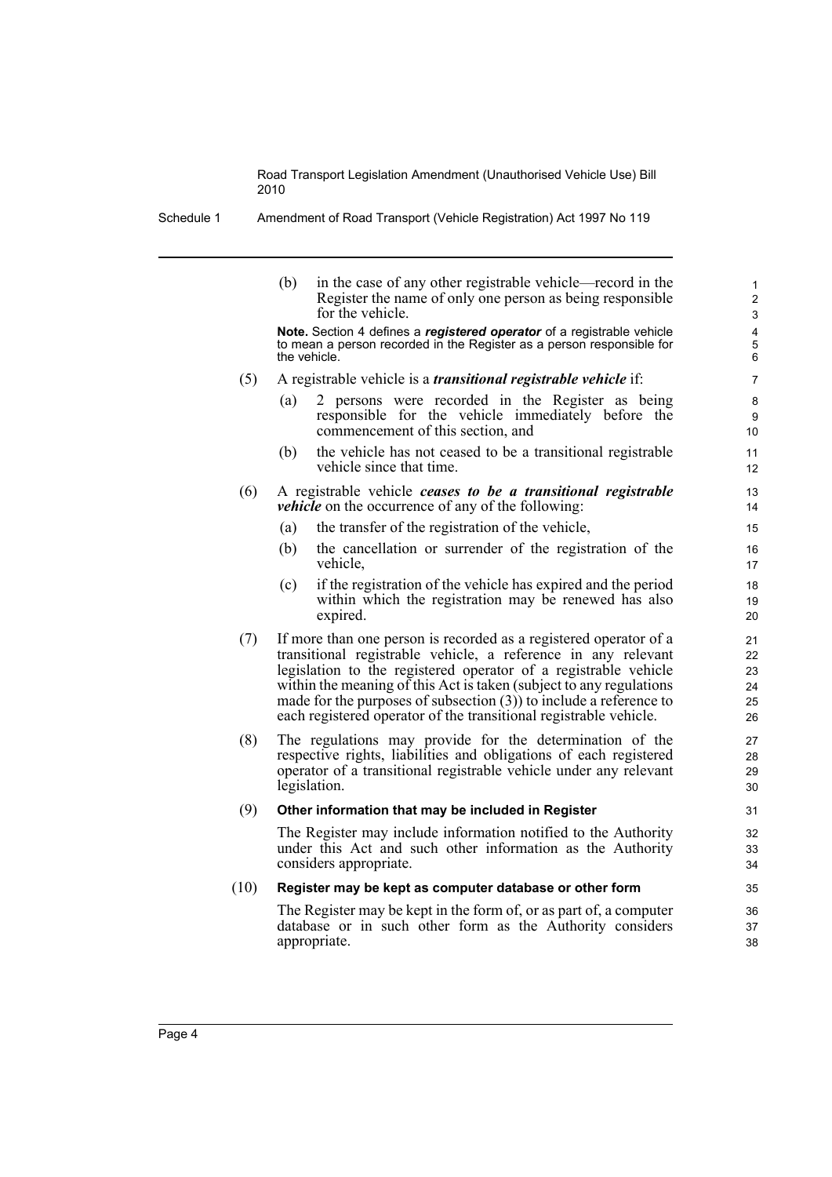(b) in the case of any other registrable vehicle—record in the Register the name of only one person as being responsible for the vehicle.

**Note.** Section 4 defines a ***registered operator*** of a registrable vehicle to mean a person recorded in the Register as a person responsible for the vehicle.

(5) A registrable vehicle is a ***transitional registrable vehicle*** if:

(a) 2 persons were recorded in the Register as being responsible for the vehicle immediately before the commencement of this section, and

(b) the vehicle has not ceased to be a transitional registrable vehicle since that time.

(6) A registrable vehicle ***ceases to be a transitional registrable vehicle*** on the occurrence of any of the following:

(a) the transfer of the registration of the vehicle,

(b) the cancellation or surrender of the registration of the vehicle,

(c) if the registration of the vehicle has expired and the period within which the registration may be renewed has also expired.

(7) If more than one person is recorded as a registered operator of a transitional registrable vehicle, a reference in any relevant legislation to the registered operator of a registrable vehicle within the meaning of this Act is taken (subject to any regulations made for the purposes of subsection (3)) to include a reference to each registered operator of the transitional registrable vehicle.

(8) The regulations may provide for the determination of the respective rights, liabilities and obligations of each registered operator of a transitional registrable vehicle under any relevant legislation.

(9) **Other information that may be included in Register**

The Register may include information notified to the Authority under this Act and such other information as the Authority considers appropriate.

(10) **Register may be kept as computer database or other form**

The Register may be kept in the form of, or as part of, a computer database or in such other form as the Authority considers appropriate.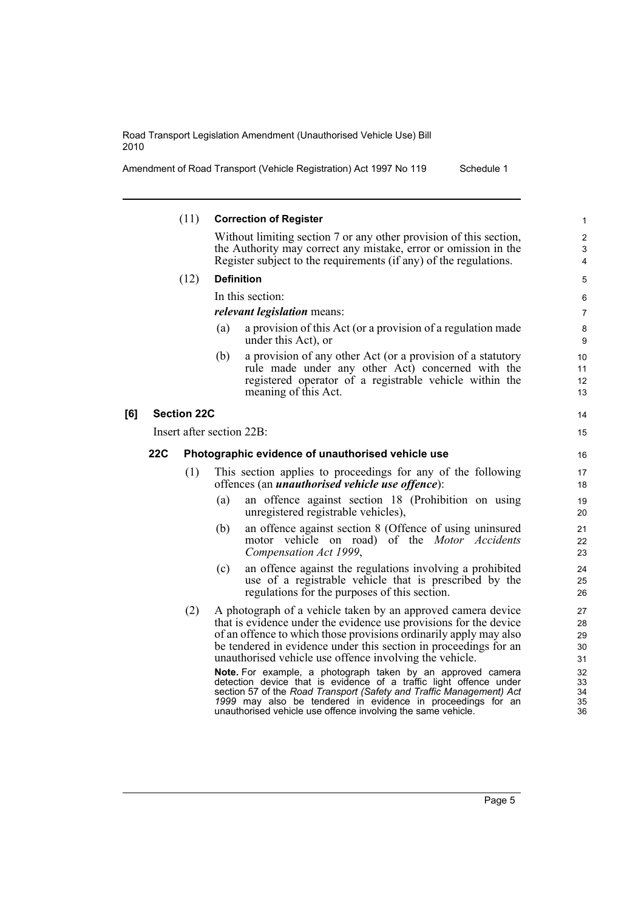(11) **Correction of Register**

Without limiting section 7 or any other provision of this section, the Authority may correct any mistake, error or omission in the Register subject to the requirements (if any) of the regulations.

(12) **Definition**

In this section:

***relevant legislation*** means:

(a) a provision of this Act (or a provision of a regulation made under this Act), or

(b) a provision of any other Act (or a provision of a statutory rule made under any other Act) concerned with the registered operator of a registrable vehicle within the meaning of this Act.

**[6] Section 22C**

Insert after section 22B:

**22C Photographic evidence of unauthorised vehicle use**

(1) This section applies to proceedings for any of the following offences (an ***unauthorised vehicle use offence***):

(a) an offence against section 18 (Prohibition on using unregistered registrable vehicles),

(b) an offence against section 8 (Offence of using uninsured motor vehicle on road) of the *Motor Accidents Compensation Act 1999*,

(c) an offence against the regulations involving a prohibited use of a registrable vehicle that is prescribed by the regulations for the purposes of this section.

(2) A photograph of a vehicle taken by an approved camera device that is evidence under the evidence use provisions for the device of an offence to which those provisions ordinarily apply may also be tendered in evidence under this section in proceedings for an unauthorised vehicle use offence involving the vehicle.

**Note.** For example, a photograph taken by an approved camera detection device that is evidence of a traffic light offence under section 57 of the *Road Transport (Safety and Traffic Management) Act 1999* may also be tendered in evidence in proceedings for an unauthorised vehicle use offence involving the same vehicle.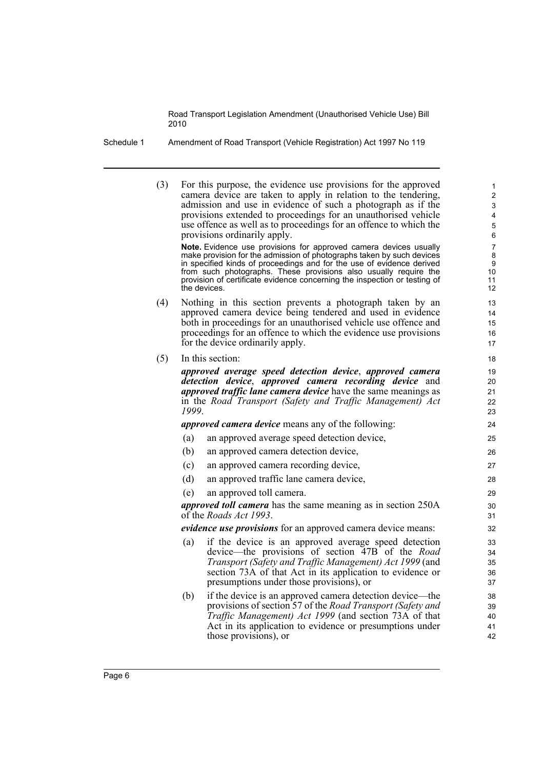(3) For this purpose, the evidence use provisions for the approved camera device are taken to apply in relation to the tendering, admission and use in evidence of such a photograph as if the provisions extended to proceedings for an unauthorised vehicle use offence as well as to proceedings for an offence to which the provisions ordinarily apply.

**Note.** Evidence use provisions for approved camera devices usually make provision for the admission of photographs taken by such devices in specified kinds of proceedings and for the use of evidence derived from such photographs. These provisions also usually require the provision of certificate evidence concerning the inspection or testing of the devices.

(4) Nothing in this section prevents a photograph taken by an approved camera device being tendered and used in evidence both in proceedings for an unauthorised vehicle use offence and proceedings for an offence to which the evidence use provisions for the device ordinarily apply.

(5) In this section:

***approved average speed detection device***, ***approved camera detection device***, ***approved camera recording device*** and ***approved traffic lane camera device*** have the same meanings as in the *Road Transport (Safety and Traffic Management) Act 1999*.

***approved camera device*** means any of the following:

(a) an approved average speed detection device,

(b) an approved camera detection device,

(c) an approved camera recording device,

(d) an approved traffic lane camera device,

(e) an approved toll camera.

***approved toll camera*** has the same meaning as in section 250A of the *Roads Act 1993*.

***evidence use provisions*** for an approved camera device means:

(a) if the device is an approved average speed detection device—the provisions of section 47B of the *Road Transport (Safety and Traffic Management) Act 1999* (and section 73A of that Act in its application to evidence or presumptions under those provisions), or

(b) if the device is an approved camera detection device—the provisions of section 57 of the *Road Transport (Safety and Traffic Management) Act 1999* (and section 73A of that Act in its application to evidence or presumptions under those provisions), or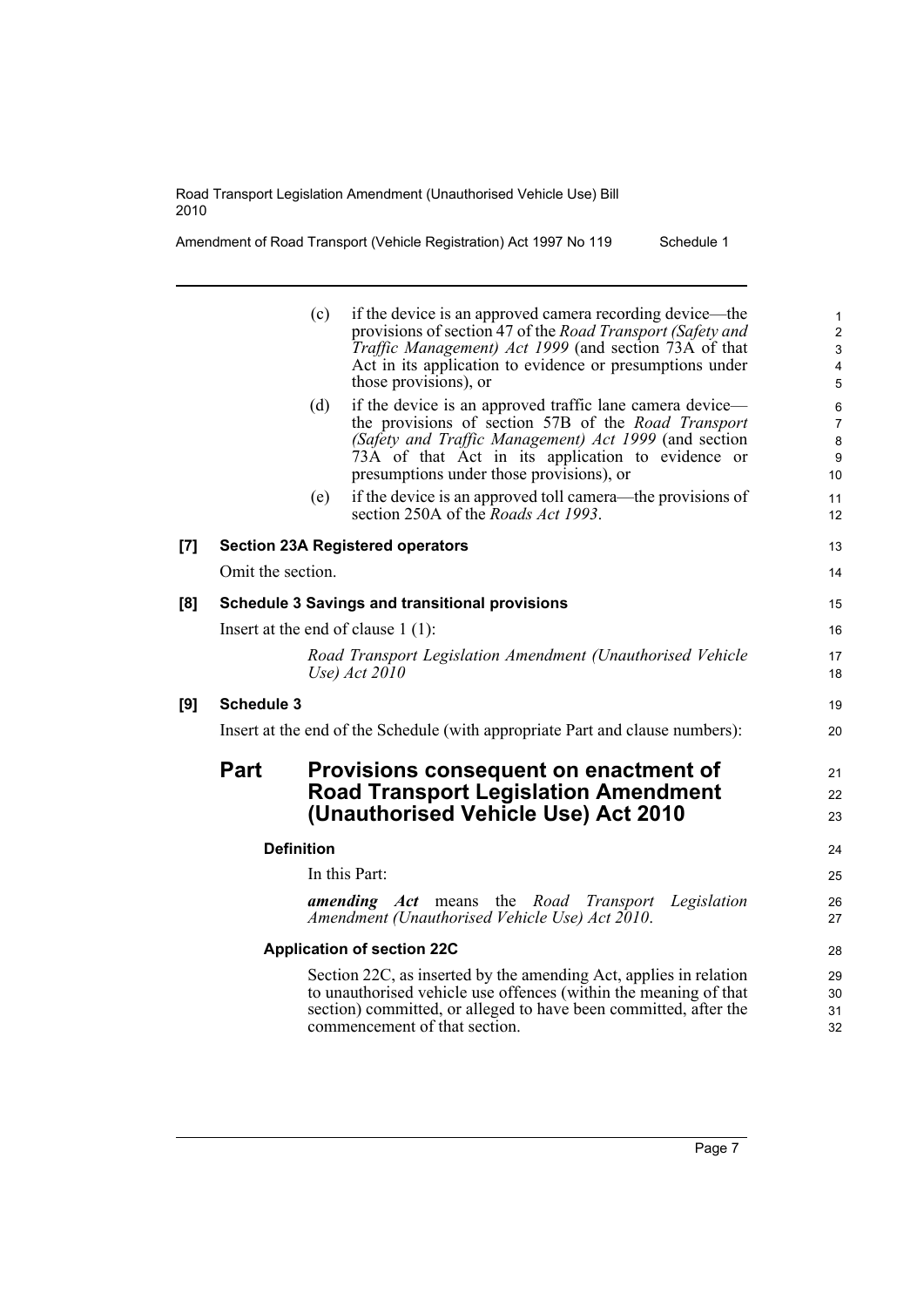(c) if the device is an approved camera recording device—the provisions of section 47 of the *Road Transport (Safety and Traffic Management) Act 1999* (and section 73A of that Act in its application to evidence or presumptions under those provisions), or

(d) if the device is an approved traffic lane camera device—the provisions of section 57B of the *Road Transport (Safety and Traffic Management) Act 1999* (and section 73A of that Act in its application to evidence or presumptions under those provisions), or

(e) if the device is an approved toll camera—the provisions of section 250A of the *Roads Act 1993*.

**[7] Section 23A Registered operators**

Omit the section.

**[8] Schedule 3 Savings and transitional provisions**

Insert at the end of clause 1 (1):

*Road Transport Legislation Amendment (Unauthorised Vehicle Use) Act 2010*

**[9] Schedule 3**

Insert at the end of the Schedule (with appropriate Part and clause numbers):

## Part Provisions consequent on enactment of Road Transport Legislation Amendment (Unauthorised Vehicle Use) Act 2010

### Definition

In this Part:

***amending Act*** means the *Road Transport Legislation Amendment (Unauthorised Vehicle Use) Act 2010*.

### Application of section 22C

Section 22C, as inserted by the amending Act, applies in relation to unauthorised vehicle use offences (within the meaning of that section) committed, or alleged to have been committed, after the commencement of that section.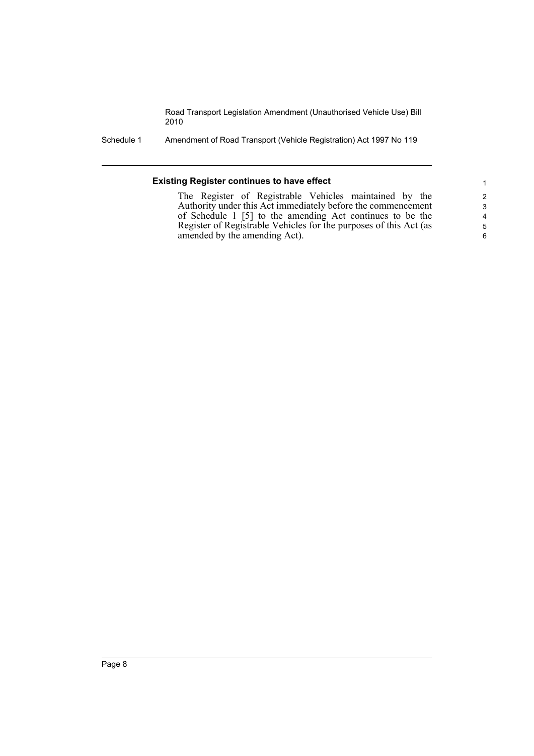### Existing Register continues to have effect

The Register of Registrable Vehicles maintained by the Authority under this Act immediately before the commencement of Schedule 1 [5] to the amending Act continues to be the Register of Registrable Vehicles for the purposes of this Act (as amended by the amending Act).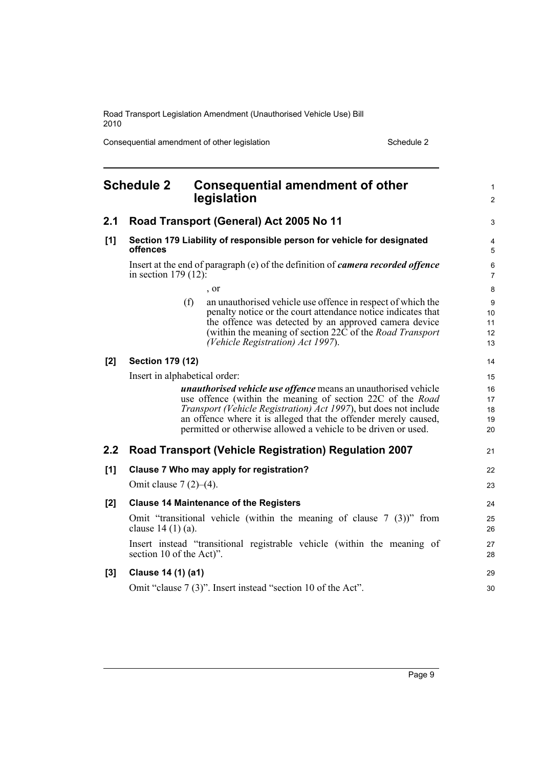## Schedule 2 Consequential amendment of other legislation

### 2.1 Road Transport (General) Act 2005 No 11

**[1] Section 179 Liability of responsible person for vehicle for designated offences**

Insert at the end of paragraph (e) of the definition of ***camera recorded offence*** in section 179 (12):

, or

(f) an unauthorised vehicle use offence in respect of which the penalty notice or the court attendance notice indicates that the offence was detected by an approved camera device (within the meaning of section 22C of the *Road Transport (Vehicle Registration) Act 1997*).

**[2] Section 179 (12)**

Insert in alphabetical order:

***unauthorised vehicle use offence*** means an unauthorised vehicle use offence (within the meaning of section 22C of the *Road Transport (Vehicle Registration) Act 1997*), but does not include an offence where it is alleged that the offender merely caused, permitted or otherwise allowed a vehicle to be driven or used.

### 2.2 Road Transport (Vehicle Registration) Regulation 2007

**[1] Clause 7 Who may apply for registration?**

Omit clause 7 (2)–(4).

**[2] Clause 14 Maintenance of the Registers**

Omit "transitional vehicle (within the meaning of clause 7 (3))" from clause 14 (1) (a).

Insert instead "transitional registrable vehicle (within the meaning of section 10 of the Act)".

**[3] Clause 14 (1) (a1)**

Omit "clause 7 (3)". Insert instead "section 10 of the Act".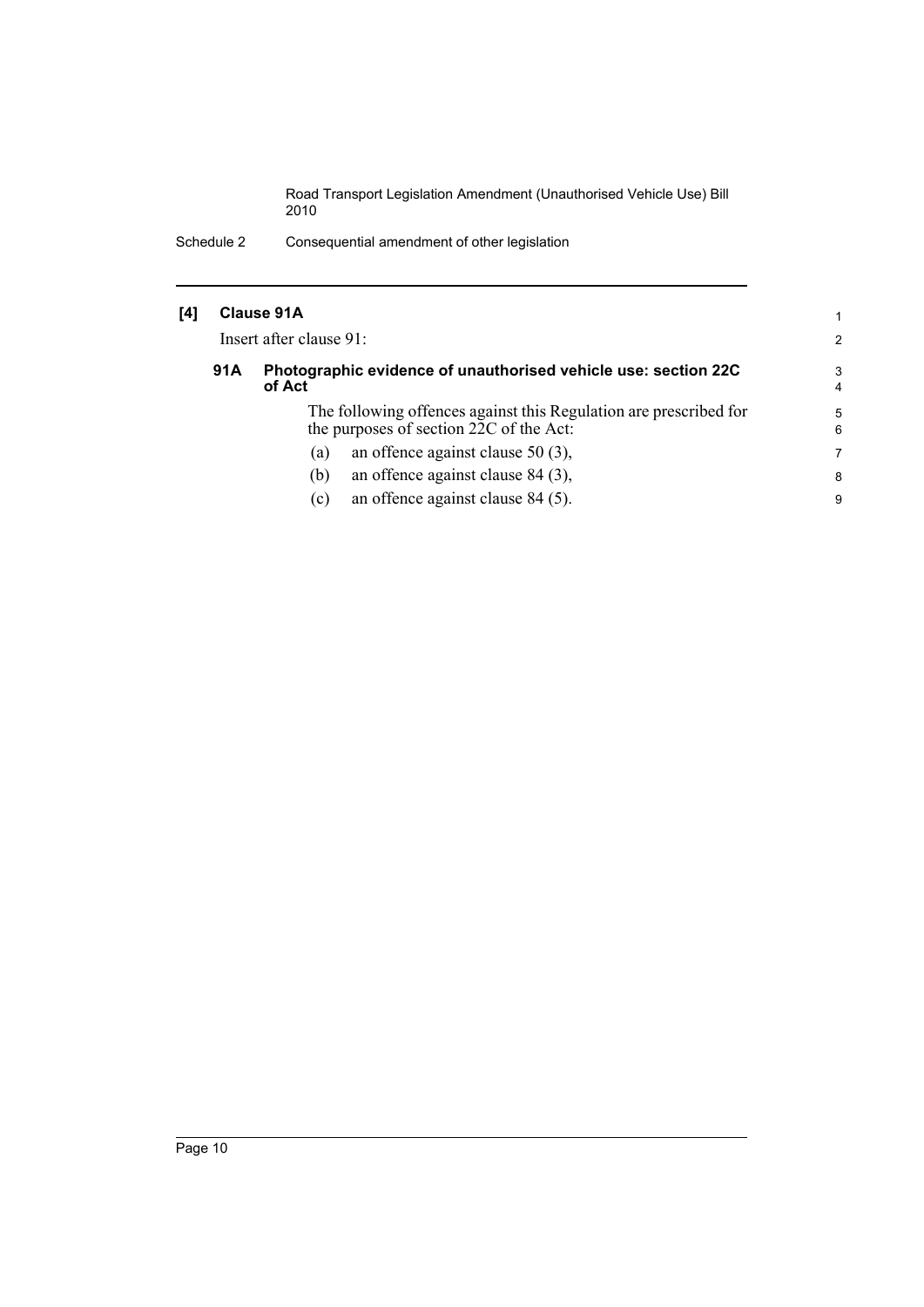**[4] Clause 91A**

Insert after clause 91:

**91A Photographic evidence of unauthorised vehicle use: section 22C of Act**

The following offences against this Regulation are prescribed for the purposes of section 22C of the Act:

(a) an offence against clause 50 (3),

(b) an offence against clause 84 (3),

(c) an offence against clause 84 (5).